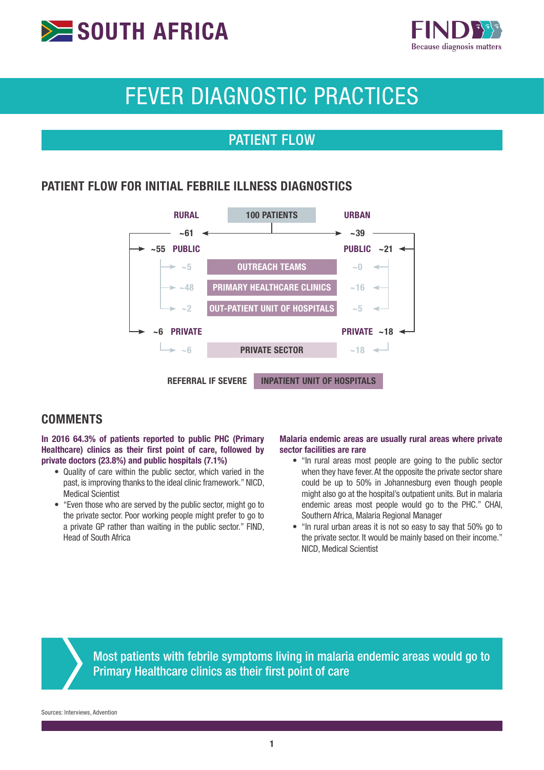# SOUTH AFRICA

# FEVER DIAGNOSTIC PRACTICES

## PATIENT FLOW

### PATIENT FLOW FOR INITIAL FEBRILE ILLNESS DIAGNOSTICS

**100 PATIENTS**

| RURAL | | URBAN |
|---|---|---|
| ~61 | | ~39 |
| ~55 PUBLIC | | PUBLIC ~21 |
| ~5 | OUTREACH TEAMS | ~0 |
| ~48 | PRIMARY HEALTHCARE CLINICS | ~16 |
| ~2 | OUT-PATIENT UNIT OF HOSPITALS | ~5 |
| ~6 PRIVATE | | PRIVATE ~18 |
| ~6 | PRIVATE SECTOR | ~18 |

REFERRAL IF SEVERE: **INPATIENT UNIT OF HOSPITALS**

## COMMENTS

**In 2016 64.3% of patients reported to public PHC (Primary Healthcare) clinics as their first point of care, followed by private doctors (23.8%) and public hospitals (7.1%)**

- Quality of care within the public sector, which varied in the past, is improving thanks to the ideal clinic framework." NICD, Medical Scientist
- "Even those who are served by the public sector, might go to the private sector. Poor working people might prefer to go to a private GP rather than waiting in the public sector." FIND, Head of South Africa

**Malaria endemic areas are usually rural areas where private sector facilities are rare**

- "In rural areas most people are going to the public sector when they have fever. At the opposite the private sector share could be up to 50% in Johannesburg even though people might also go at the hospital's outpatient units. But in malaria endemic areas most people would go to the PHC." CHAI, Southern Africa, Malaria Regional Manager
- "In rural urban areas it is not so easy to say that 50% go to the private sector. It would be mainly based on their income." NICD, Medical Scientist

> Most patients with febrile symptoms living in malaria endemic areas would go to Primary Healthcare clinics as their first point of care

Sources: Interviews, Advention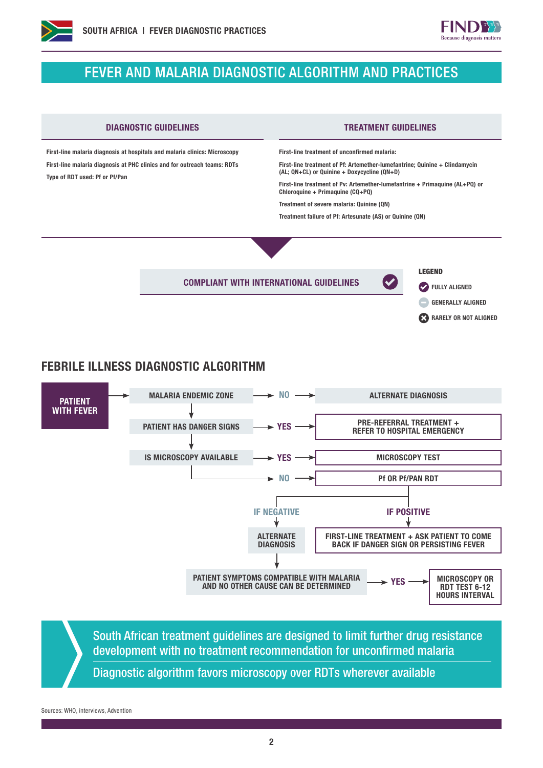# FEVER AND MALARIA DIAGNOSTIC ALGORITHM AND PRACTICES

| DIAGNOSTIC GUIDELINES | TREATMENT GUIDELINES |
|---|---|
| First-line malaria diagnosis at hospitals and malaria clinics: Microscopy | First-line treatment of unconfirmed malaria: |
| First-line malaria diagnosis at PHC clinics and for outreach teams: RDTs | First-line treatment of Pf: Artemether-lumefantrine; Quinine + Clindamycin (AL; QN+CL) or Quinine + Doxycycline (QN+D) |
| Type of RDT used: Pf or Pf/Pan | First-line treatment of Pv: Artemether-lumefantrine + Primaquine (AL+PQ) or Chloroquine + Primaquine (CQ+PQ) |
| | Treatment of severe malaria: Quinine (QN) |
| | Treatment failure of Pf: Artesunate (AS) or Quinine (QN) |

**COMPLIANT WITH INTERNATIONAL GUIDELINES** ✔

**LEGEND**
- FULLY ALIGNED
- GENERALLY ALIGNED
- RARELY OR NOT ALIGNED

## FEBRILE ILLNESS DIAGNOSTIC ALGORITHM

- PATIENT WITH FEVER → MALARIA ENDEMIC ZONE → NO → ALTERNATE DIAGNOSIS
- PATIENT HAS DANGER SIGNS → YES → PRE-REFERRAL TREATMENT + REFER TO HOSPITAL EMERGENCY
- IS MICROSCOPY AVAILABLE → YES → MICROSCOPY TEST
- IS MICROSCOPY AVAILABLE → NO → Pf OR Pf/PAN RDT
  - IF NEGATIVE → ALTERNATE DIAGNOSIS → PATIENT SYMPTOMS COMPATIBLE WITH MALARIA AND NO OTHER CAUSE CAN BE DETERMINED → YES → MICROSCOPY OR RDT TEST 6-12 HOURS INTERVAL
  - IF POSITIVE → FIRST-LINE TREATMENT + ASK PATIENT TO COME BACK IF DANGER SIGN OR PERSISTING FEVER

South African treatment guidelines are designed to limit further drug resistance development with no treatment recommendation for unconfirmed malaria

Diagnostic algorithm favors microscopy over RDTs wherever available

Sources: WHO, interviews, Advention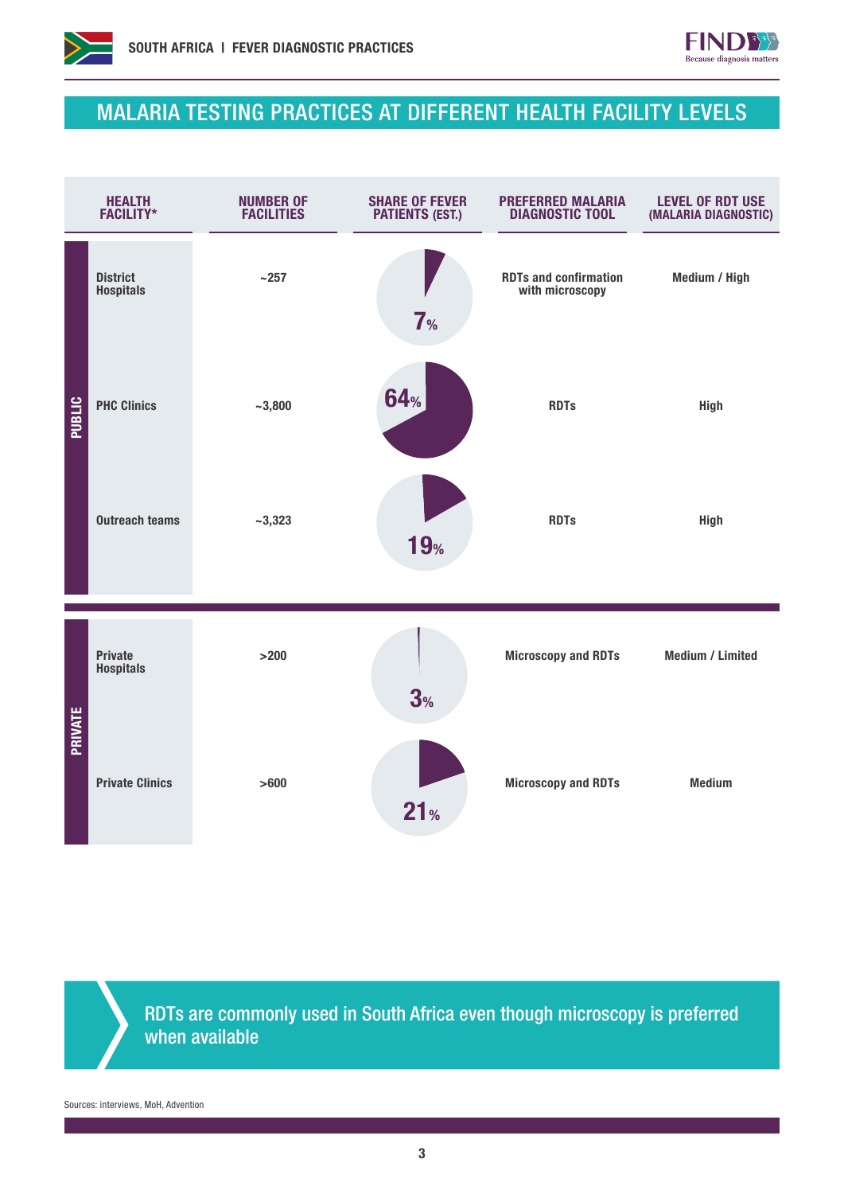## MALARIA TESTING PRACTICES AT DIFFERENT HEALTH FACILITY LEVELS

| | HEALTH FACILITY* | NUMBER OF FACILITIES | SHARE OF FEVER PATIENTS (EST.) | PREFERRED MALARIA DIAGNOSTIC TOOL | LEVEL OF RDT USE (MALARIA DIAGNOSTIC) |
|---|---|---|---|---|---|
| PUBLIC | District Hospitals | ~257 | 7% | RDTs and confirmation with microscopy | Medium / High |
| PUBLIC | PHC Clinics | ~3,800 | 64% | RDTs | High |
| PUBLIC | Outreach teams | ~3,323 | 19% | RDTs | High |
| PRIVATE | Private Hospitals | >200 | 3% | Microscopy and RDTs | Medium / Limited |
| PRIVATE | Private Clinics | >600 | 21% | Microscopy and RDTs | Medium |

RDTs are commonly used in South Africa even though microscopy is preferred when available

Sources: interviews, MoH, Advention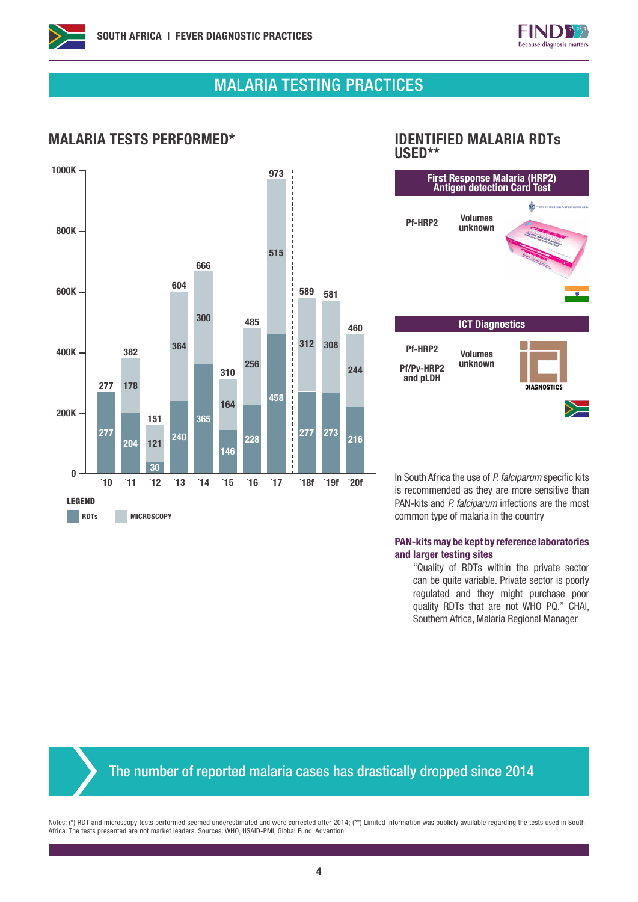# MALARIA TESTING PRACTICES

## MALARIA TESTS PERFORMED*

| Year | Total (K) | RDTs (K) | Microscopy (K) |
|---|---|---|---|
| ´10 | 277 | 277 | |
| ´11 | 382 | 204 | 178 |
| ´12 | 151 | 30 | 121 |
| ´13 | 604 | 240 | 364 |
| ´14 | 666 | 365 | 300 |
| ´15 | 310 | 146 | 164 |
| ´16 | 485 | 228 | 256 |
| ´17 | 973 | 458 | 515 |
| ´18f | 589 | 277 | 312 |
| ´19f | 581 | 273 | 308 |
| ´20f | 460 | 216 | 244 |

LEGEND: RDTs, MICROSCOPY

## IDENTIFIED MALARIA RDTs USED**

**First Response Malaria (HRP2) Antigen detection Card Test**

| Target | Volumes |
|---|---|
| Pf-HRP2 | Volumes unknown |

**ICT Diagnostics**

| Target | Volumes |
|---|---|
| Pf-HRP2<br>Pf/Pv-HRP2 and pLDH | Volumes unknown |

In South Africa the use of *P. falciparum* specific kits is recommended as they are more sensitive than PAN-kits and *P. falciparum* infections are the most common type of malaria in the country

**PAN-kits may be kept by reference laboratories and larger testing sites**

"Quality of RDTs within the private sector can be quite variable. Private sector is poorly regulated and they might purchase poor quality RDTs that are not WHO PQ." CHAI, Southern Africa, Malaria Regional Manager

**The number of reported malaria cases has drastically dropped since 2014**

Notes: (*) RDT and microscopy tests performed seemed underestimated and were corrected after 2014; (**) Limited information was publicly available regarding the tests used in South Africa. The tests presented are not market leaders. Sources: WHO, USAID-PMI, Global Fund, Advention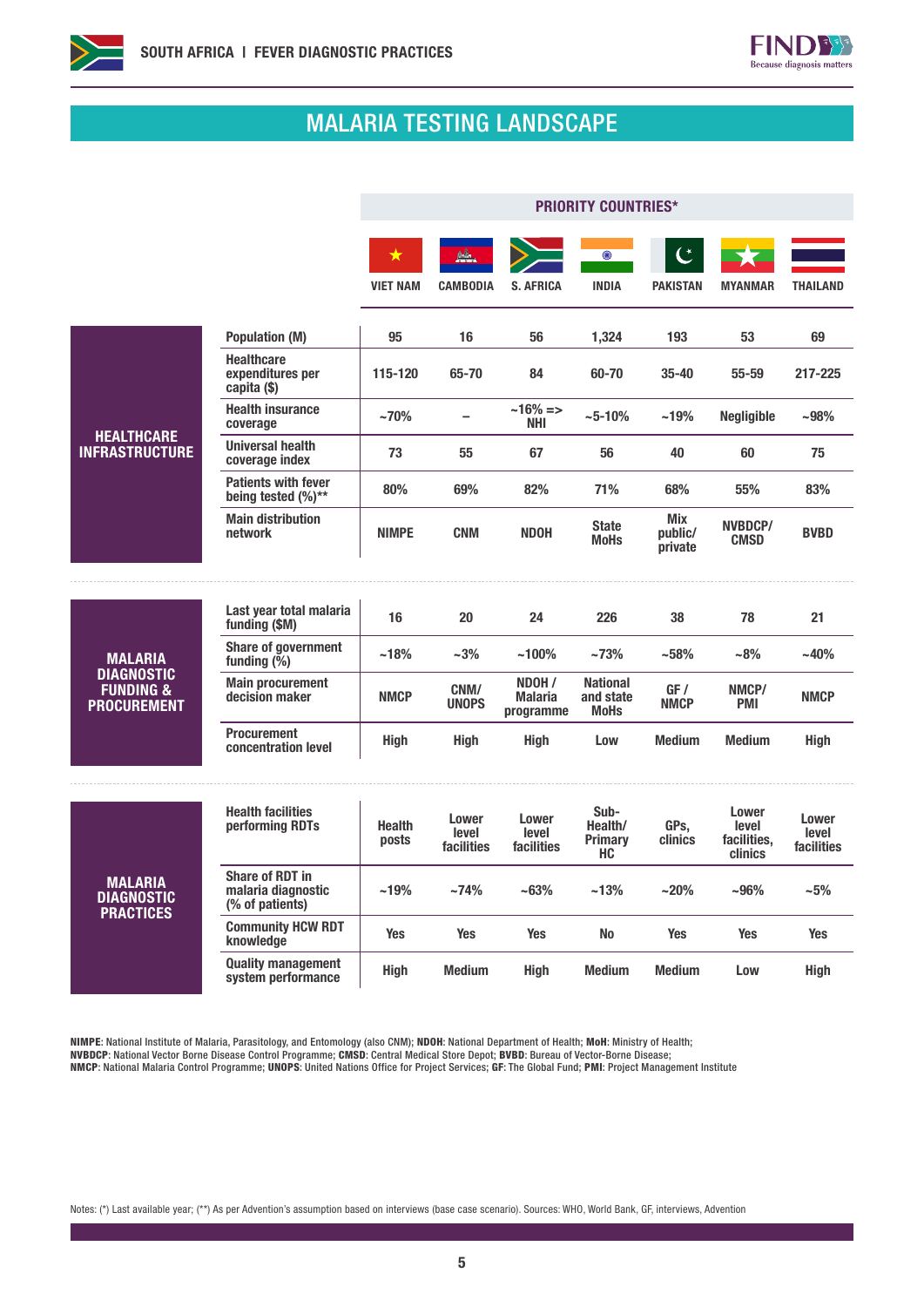# MALARIA TESTING LANDSCAPE

| | | PRIORITY COUNTRIES* | | | | | | |
|---|---|---|---|---|---|---|---|---|
| | | VIET NAM | CAMBODIA | S. AFRICA | INDIA | PAKISTAN | MYANMAR | THAILAND |
| **HEALTHCARE INFRASTRUCTURE** | Population (M) | 95 | 16 | 56 | 1,324 | 193 | 53 | 69 |
| | Healthcare expenditures per capita ($) | 115-120 | 65-70 | 84 | 60-70 | 35-40 | 55-59 | 217-225 |
| | Health insurance coverage | ~70% | – | ~16% => NHI | ~5-10% | ~19% | Negligible | ~98% |
| | Universal health coverage index | 73 | 55 | 67 | 56 | 40 | 60 | 75 |
| | Patients with fever being tested (%)** | 80% | 69% | 82% | 71% | 68% | 55% | 83% |
| | Main distribution network | NIMPE | CNM | NDOH | State MoHs | Mix public/ private | NVBDCP/ CMSD | BVBD |
| **MALARIA DIAGNOSTIC FUNDING & PROCUREMENT** | Last year total malaria funding ($M) | 16 | 20 | 24 | 226 | 38 | 78 | 21 |
| | Share of government funding (%) | ~18% | ~3% | ~100% | ~73% | ~58% | ~8% | ~40% |
| | Main procurement decision maker | NMCP | CNM/ UNOPS | NDOH / Malaria programme | National and state MoHs | GF / NMCP | NMCP/ PMI | NMCP |
| | Procurement concentration level | High | High | High | Low | Medium | Medium | High |
| **MALARIA DIAGNOSTIC PRACTICES** | Health facilities performing RDTs | Health posts | Lower level facilities | Lower level facilities | Sub-Health/ Primary HC | GPs, clinics | Lower level facilities, clinics | Lower level facilities |
| | Share of RDT in malaria diagnostic (% of patients) | ~19% | ~74% | ~63% | ~13% | ~20% | ~96% | ~5% |
| | Community HCW RDT knowledge | Yes | Yes | Yes | No | Yes | Yes | Yes |
| | Quality management system performance | High | Medium | High | Medium | Medium | Low | High |

**NIMPE**: National Institute of Malaria, Parasitology, and Entomology (also CNM); **NDOH**: National Department of Health; **MoH**: Ministry of Health;
**NVBDCP**: National Vector Borne Disease Control Programme; **CMSD**: Central Medical Store Depot; **BVBD**: Bureau of Vector-Borne Disease;
**NMCP**: National Malaria Control Programme; **UNOPS**: United Nations Office for Project Services; **GF**: The Global Fund; **PMI**: Project Management Institute

Notes: (*) Last available year; (**) As per Advention's assumption based on interviews (base case scenario). Sources: WHO, World Bank, GF, interviews, Advention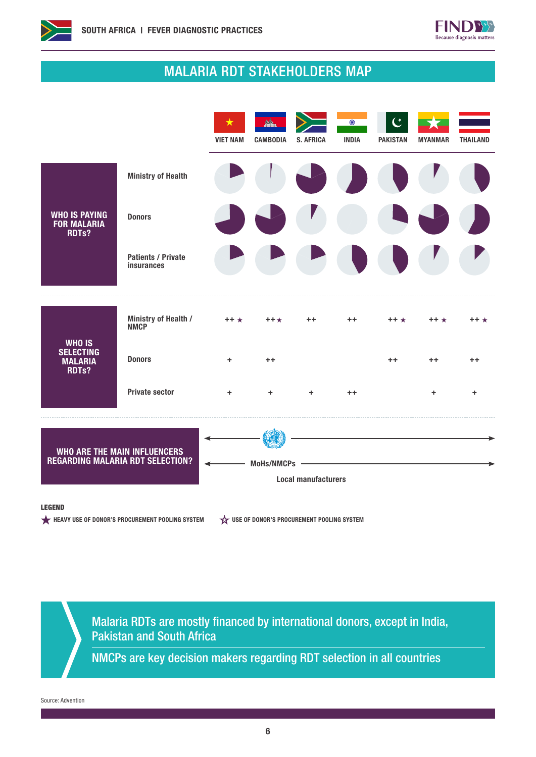## MALARIA RDT STAKEHOLDERS MAP

| | | VIET NAM | CAMBODIA | S. AFRICA | INDIA | PAKISTAN | MYANMAR | THAILAND |
|---|---|---|---|---|---|---|---|---|
| WHO IS SELECTING MALARIA RDTs? | Ministry of Health / NMCP | ++ ★ | ++ ★ | ++ | ++ | ++ ★ | ++ ★ | ++ ★ |
| | Donors | + | ++ | | | ++ | ++ | ++ |
| | Private sector | + | + | + | ++ | | + | + |

**WHO IS PAYING FOR MALARIA RDTs?** Ministry of Health; Donors; Patients / Private insurances

**WHO ARE THE MAIN INFLUENCERS REGARDING MALARIA RDT SELECTION?**

MoHs/NMCPs

Local manufacturers

**LEGEND**

★ HEAVY USE OF DONOR'S PROCUREMENT POOLING SYSTEM

☆ USE OF DONOR'S PROCUREMENT POOLING SYSTEM

Malaria RDTs are mostly financed by international donors, except in India, Pakistan and South Africa

NMCPs are key decision makers regarding RDT selection in all countries

Source: Advention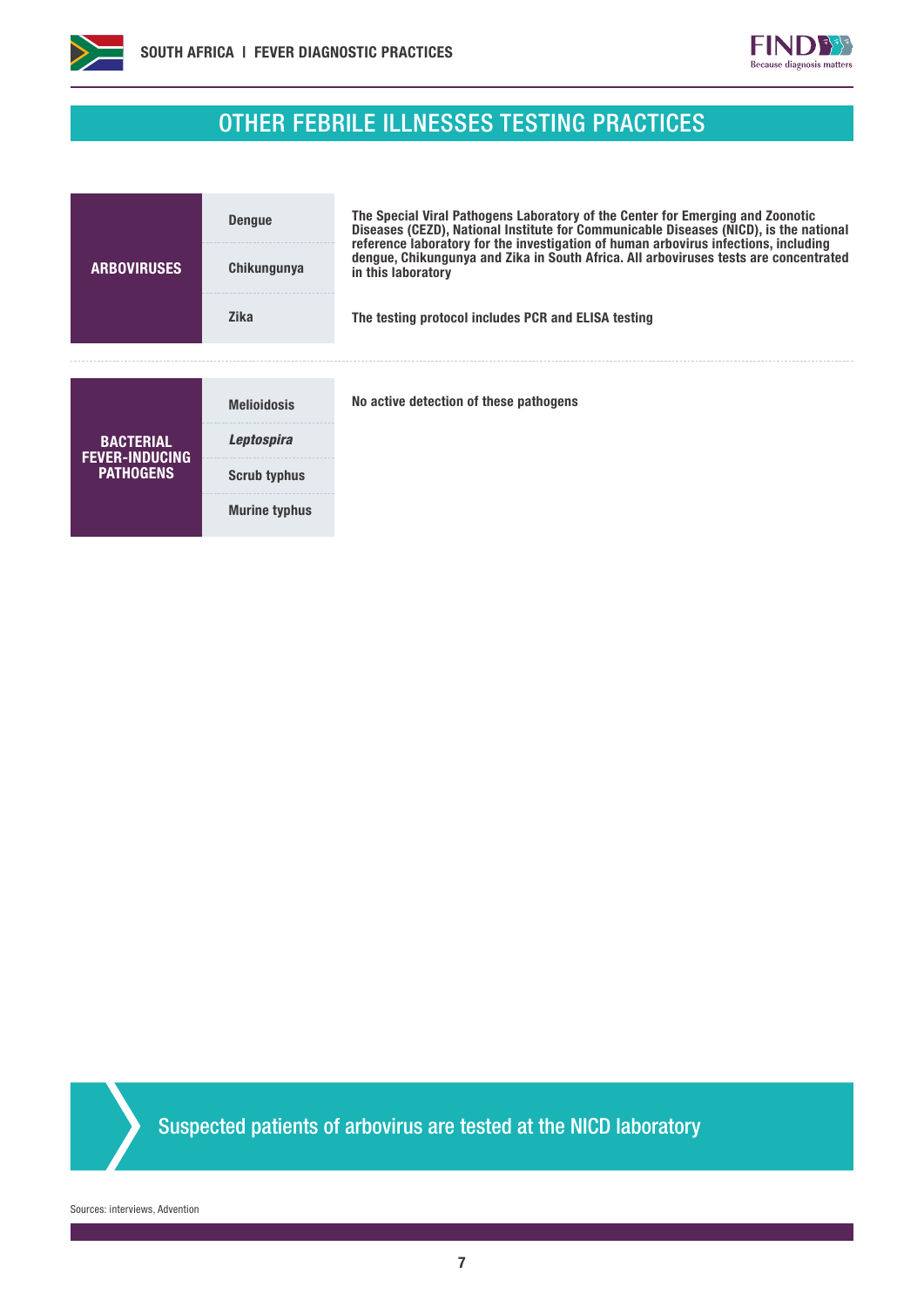# OTHER FEBRILE ILLNESSES TESTING PRACTICES

| | | |
|---|---|---|
| **ARBOVIRUSES** | **Dengue** | **The Special Viral Pathogens Laboratory of the Center for Emerging and Zoonotic Diseases (CEZD), National Institute for Communicable Diseases (NICD), is the national reference laboratory for the investigation of human arbovirus infections, including dengue, Chikungunya and Zika in South Africa. All arboviruses tests are concentrated in this laboratory** |
| | **Chikungunya** | |
| | **Zika** | **The testing protocol includes PCR and ELISA testing** |
| **BACTERIAL FEVER-INDUCING PATHOGENS** | **Melioidosis** | **No active detection of these pathogens** |
| | ***Leptospira*** | |
| | **Scrub typhus** | |
| | **Murine typhus** | |

Suspected patients of arbovirus are tested at the NICD laboratory

Sources: interviews, Advention